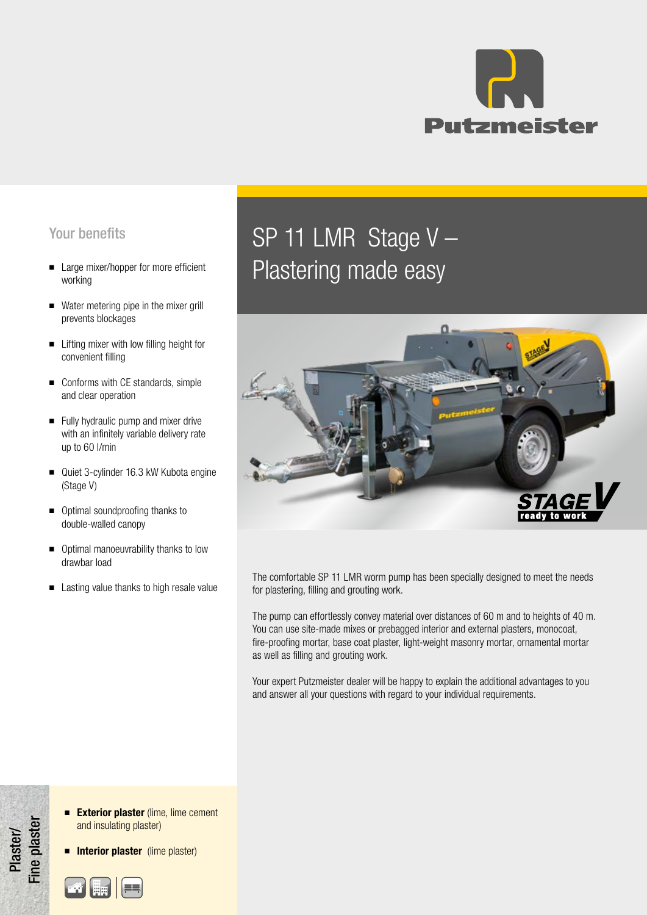Putzmeister

# SP 11 LMR Stage V – Plastering made easy

## Your benefits

- Large mixer/hopper for more efficient working
- Water metering pipe in the mixer grill prevents blockages
- Lifting mixer with low filling height for convenient filling
- Conforms with CE standards, simple and clear operation
- Fully hydraulic pump and mixer drive with an infinitely variable delivery rate up to 60 l/min
- Quiet 3-cylinder 16.3 kW Kubota engine (Stage V)
- Optimal soundproofing thanks to double-walled canopy
- Optimal manoeuvrability thanks to low drawbar load
- Lasting value thanks to high resale value

STAGE V ready to work

The comfortable SP 11 LMR worm pump has been specially designed to meet the needs for plastering, filling and grouting work.

The pump can effortlessly convey material over distances of 60 m and to heights of 40 m. You can use site-made mixes or prebagged interior and external plasters, monocoat, fire-proofing mortar, base coat plaster, light-weight masonry mortar, ornamental mortar as well as filling and grouting work.

Your expert Putzmeister dealer will be happy to explain the additional advantages to you and answer all your questions with regard to your individual requirements.

Plaster/ Fine plaster

- **Exterior plaster** (lime, lime cement and insulating plaster)
- **Interior plaster** (lime plaster)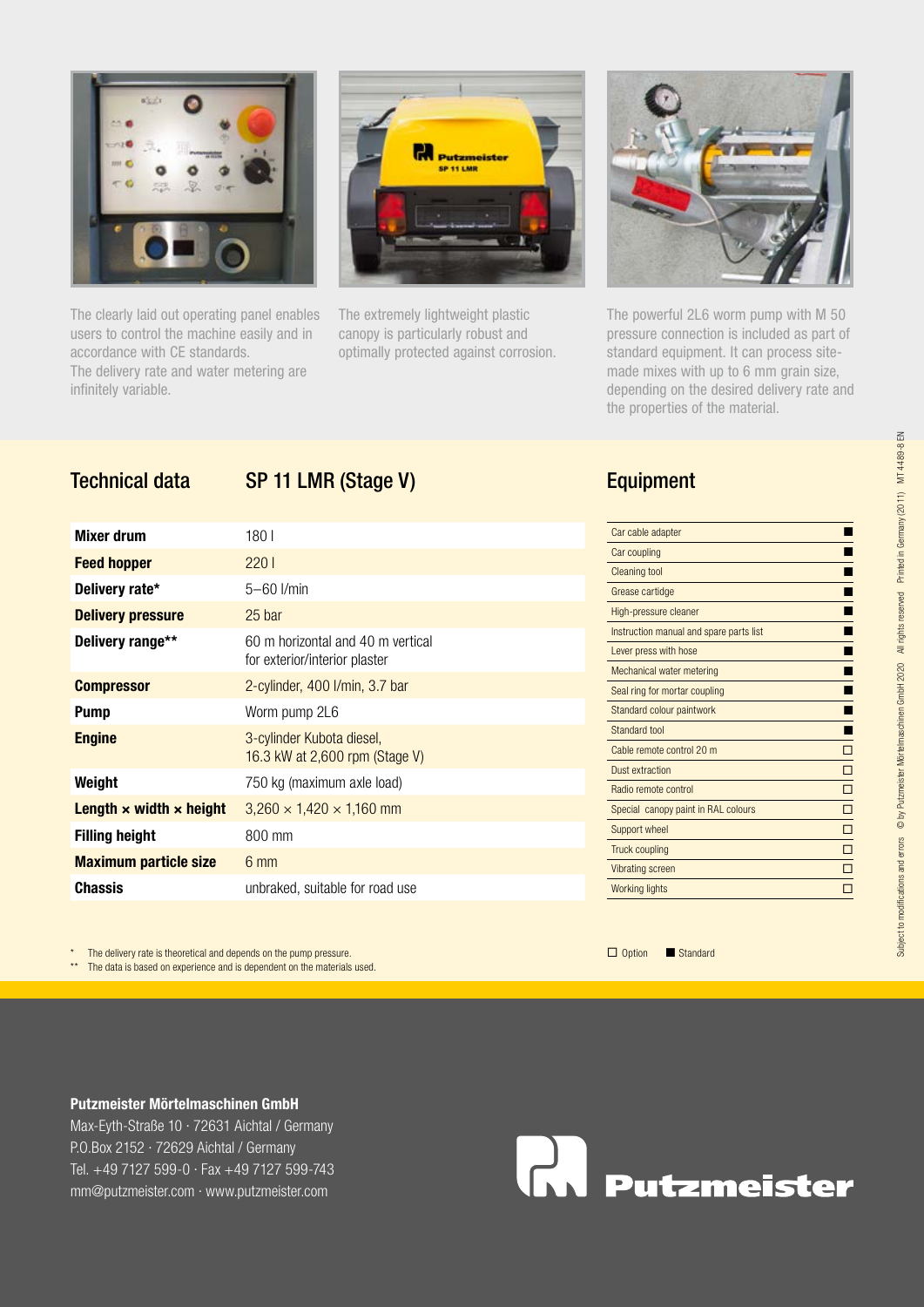The clearly laid out operating panel enables users to control the machine easily and in accordance with CE standards.
The delivery rate and water metering are infinitely variable.

The extremely lightweight plastic canopy is particularly robust and optimally protected against corrosion.

The powerful 2L6 worm pump with M 50 pressure connection is included as part of standard equipment. It can process site-made mixes with up to 6 mm grain size, depending on the desired delivery rate and the properties of the material.

## Technical data

### SP 11 LMR (Stage V)

| | |
|---|---|
| **Mixer drum** | 180 l |
| **Feed hopper** | 220 l |
| **Delivery rate*** | 5–60 l/min |
| **Delivery pressure** | 25 bar |
| **Delivery range**** | 60 m horizontal and 40 m vertical for exterior/interior plaster |
| **Compressor** | 2-cylinder, 400 l/min, 3.7 bar |
| **Pump** | Worm pump 2L6 |
| **Engine** | 3-cylinder Kubota diesel, 16.3 kW at 2,600 rpm (Stage V) |
| **Weight** | 750 kg (maximum axle load) |
| **Length × width × height** | 3,260 × 1,420 × 1,160 mm |
| **Filling height** | 800 mm |
| **Maximum particle size** | 6 mm |
| **Chassis** | unbraked, suitable for road use |

\* The delivery rate is theoretical and depends on the pump pressure.
\*\* The data is based on experience and is dependent on the materials used.

## Equipment

| | |
|---|---|
| Car cable adapter | ■ |
| Car coupling | ■ |
| Cleaning tool | ■ |
| Grease cartidge | ■ |
| High-pressure cleaner | ■ |
| Instruction manual and spare parts list | ■ |
| Lever press with hose | ■ |
| Mechanical water metering | ■ |
| Seal ring for mortar coupling | ■ |
| Standard colour paintwork | ■ |
| Standard tool | ■ |
| Cable remote control 20 m | □ |
| Dust extraction | □ |
| Radio remote control | □ |
| Special canopy paint in RAL colours | □ |
| Support wheel | □ |
| Truck coupling | □ |
| Vibrating screen | □ |
| Working lights | □ |

□ Option ■ Standard

Subject to modifications and errors © by Putzmeister Mörtelmaschinen GmbH 2020 All rights reserved Printed in Germany (2011) MT 4489-8 EN

**Putzmeister Mörtelmaschinen GmbH**
Max-Eyth-Straße 10 · 72631 Aichtal / Germany
P.O.Box 2152 · 72629 Aichtal / Germany
Tel. +49 7127 599-0 · Fax +49 7127 599-743
mm@putzmeister.com · www.putzmeister.com

Putzmeister